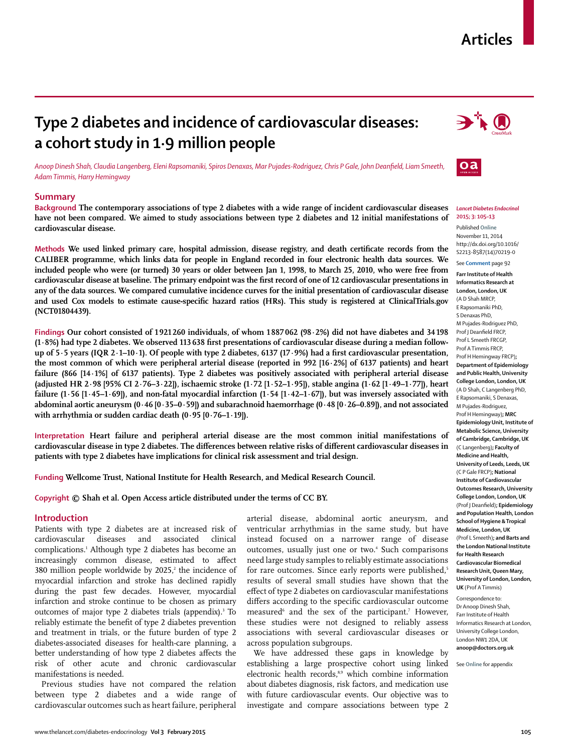# Type 2 diabetes and incidence of cardiovascular diseases: a cohort study in 1·9 million people

*Anoop Dinesh Shah, Claudia Langenberg, Eleni Rapsomaniki, Spiros Denaxas, Mar Pujades-Rodriguez, Chris P Gale, John Deanfield, Liam Smeeth, Adam Timmis, Harry Hemingway*

## Summary

**Background** The contemporary associations of type 2 diabetes with a wide range of incident cardiovascular diseases have not been compared. We aimed to study associations between type 2 diabetes and 12 initial manifestations of cardiovascular disease.

**Methods** We used linked primary care, hospital admission, disease registry, and death certificate records from the CALIBER programme, which links data for people in England recorded in four electronic health data sources. We included people who were (or turned) 30 years or older between Jan 1, 1998, to March 25, 2010, who were free from cardiovascular disease at baseline. The primary endpoint was the first record of one of 12 cardiovascular presentations in any of the data sources. We compared cumulative incidence curves for the initial presentation of cardiovascular disease and used Cox models to estimate cause-specific hazard ratios (HRs). This study is registered at ClinicalTrials.gov (NCT01804439).

**Findings** Our cohort consisted of 1 921 260 individuals, of whom 1 887 062 (98·2%) did not have diabetes and 34 198 (1·8%) had type 2 diabetes. We observed 113 638 first presentations of cardiovascular disease during a median follow-up of 5·5 years (IQR 2·1–10·1). Of people with type 2 diabetes, 6137 (17·9%) had a first cardiovascular presentation, the most common of which were peripheral arterial disease (reported in 992 [16·2%] of 6137 patients) and heart failure (866 [14·1%] of 6137 patients). Type 2 diabetes was positively associated with peripheral arterial disease (adjusted HR 2·98 [95% CI 2·76–3·22]), ischaemic stroke (1·72 [1·52–1·95]), stable angina (1·62 [1·49–1·77]), heart failure (1·56 [1·45–1·69]), and non-fatal myocardial infarction (1·54 [1·42–1·67]), but was inversely associated with abdominal aortic aneurysm (0·46 [0·35–0·59]) and subarachnoid haemorrhage (0·48 [0·26–0.89]), and not associated with arrhythmia or sudden cardiac death (0·95 [0·76–1·19]).

**Interpretation** Heart failure and peripheral arterial disease are the most common initial manifestations of cardiovascular disease in type 2 diabetes. The differences between relative risks of different cardiovascular diseases in patients with type 2 diabetes have implications for clinical risk assessment and trial design.

**Funding** Wellcome Trust, National Institute for Health Research, and Medical Research Council.

**Copyright** © Shah et al. Open Access article distributed under the terms of CC BY.

*Lancet Diabetes Endocrinol* 2015; 3: 105–13

Published Online November 11, 2014 http://dx.doi.org/10.1016/S2213-8587(14)70219-0

See Comment page 92

**Farr Institute of Health Informatics Research at London, London, UK** (A D Shah MRCP, E Rapsomaniki PhD, S Denaxas PhD, M Pujades-Rodriguez PhD, Prof J Deanfield FRCP, Prof L Smeeth FRCGP, Prof A Timmis FRCP, Prof H Hemingway FRCP); **Department of Epidemiology and Public Health, University College London, London, UK** (A D Shah, C Langenberg PhD, E Rapsomaniki, S Denaxas, M Pujades-Rodriguez, Prof H Hemingway); **MRC Epidemiology Unit, Institute of Metabolic Science, University of Cambridge, Cambridge, UK** (C Langenberg); **Faculty of Medicine and Health, University of Leeds, Leeds, UK** (C P Gale FRCP); **National Institute of Cardiovascular Outcomes Research, University College London, London, UK** (Prof J Deanfield); **Epidemiology and Population Health, London School of Hygiene & Tropical Medicine, London, UK** (Prof L Smeeth); **and Barts and the London National Institute for Health Research Cardiovascular Biomedical Research Unit, Queen Mary, University of London, London, UK** (Prof A Timmis)

Correspondence to: Dr Anoop Dinesh Shah, Farr Institute of Health Informatics Research at London, University College London, London NW1 2DA, UK anoop@doctors.org.uk

See Online for appendix

## Introduction

Patients with type 2 diabetes are at increased risk of cardiovascular diseases and associated clinical complications.[1] Although type 2 diabetes has become an increasingly common disease, estimated to affect 380 million people worldwide by 2025,[2] the incidence of myocardial infarction and stroke has declined rapidly during the past few decades. However, myocardial infarction and stroke continue to be chosen as primary outcomes of major type 2 diabetes trials (appendix).[3] To reliably estimate the benefit of type 2 diabetes prevention and treatment in trials, or the future burden of type 2 diabetes-associated diseases for health-care planning, a better understanding of how type 2 diabetes affects the risk of other acute and chronic cardiovascular manifestations is needed.

Previous studies have not compared the relation between type 2 diabetes and a wide range of cardiovascular outcomes such as heart failure, peripheral arterial disease, abdominal aortic aneurysm, and ventricular arrhythmias in the same study, but have instead focused on a narrower range of disease outcomes, usually just one or two.[4] Such comparisons need large study samples to reliably estimate associations for rare outcomes. Since early reports were published,[5] results of several small studies have shown that the effect of type 2 diabetes on cardiovascular manifestations differs according to the specific cardiovascular outcome measured[6] and the sex of the participant.[7] However, these studies were not designed to reliably assess associations with several cardiovascular diseases or across population subgroups.

We have addressed these gaps in knowledge by establishing a large prospective cohort using linked electronic health records,[8,9] which combine information about diabetes diagnosis, risk factors, and medication use with future cardiovascular events. Our objective was to investigate and compare associations between type 2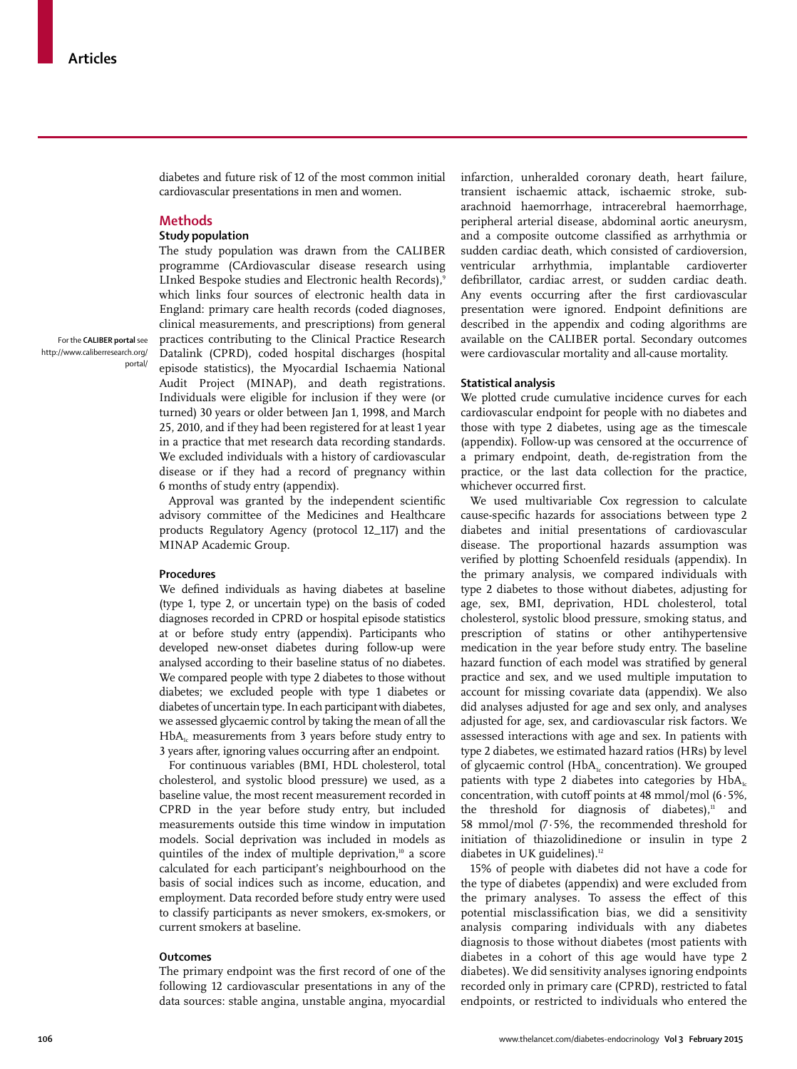diabetes and future risk of 12 of the most common initial cardiovascular presentations in men and women.

## Methods

### Study population

The study population was drawn from the CALIBER programme (CArdiovascular disease research using LInked Bespoke studies and Electronic health Records),[9] which links four sources of electronic health data in England: primary care health records (coded diagnoses, clinical measurements, and prescriptions) from general practices contributing to the Clinical Practice Research Datalink (CPRD), coded hospital discharges (hospital episode statistics), the Myocardial Ischaemia National Audit Project (MINAP), and death registrations. Individuals were eligible for inclusion if they were (or turned) 30 years or older between Jan 1, 1998, and March 25, 2010, and if they had been registered for at least 1 year in a practice that met research data recording standards. We excluded individuals with a history of cardiovascular disease or if they had a record of pregnancy within 6 months of study entry (appendix).

For the **CALIBER portal** see http://www.caliberresearch.org/portal/

Approval was granted by the independent scientific advisory committee of the Medicines and Healthcare products Regulatory Agency (protocol 12_117) and the MINAP Academic Group.

### Procedures

We defined individuals as having diabetes at baseline (type 1, type 2, or uncertain type) on the basis of coded diagnoses recorded in CPRD or hospital episode statistics at or before study entry (appendix). Participants who developed new-onset diabetes during follow-up were analysed according to their baseline status of no diabetes. We compared people with type 2 diabetes to those without diabetes; we excluded people with type 1 diabetes or diabetes of uncertain type. In each participant with diabetes, we assessed glycaemic control by taking the mean of all the $HbA_{1c}$ measurements from 3 years before study entry to 3 years after, ignoring values occurring after an endpoint.

For continuous variables (BMI, HDL cholesterol, total cholesterol, and systolic blood pressure) we used, as a baseline value, the most recent measurement recorded in CPRD in the year before study entry, but included measurements outside this time window in imputation models. Social deprivation was included in models as quintiles of the index of multiple deprivation,[10] a score calculated for each participant's neighbourhood on the basis of social indices such as income, education, and employment. Data recorded before study entry were used to classify participants as never smokers, ex-smokers, or current smokers at baseline.

### Outcomes

The primary endpoint was the first record of one of the following 12 cardiovascular presentations in any of the data sources: stable angina, unstable angina, myocardial infarction, unheralded coronary death, heart failure, transient ischaemic attack, ischaemic stroke, subarachnoid haemorrhage, intracerebral haemorrhage, peripheral arterial disease, abdominal aortic aneurysm, and a composite outcome classified as arrhythmia or sudden cardiac death, which consisted of cardioversion, ventricular arrhythmia, implantable cardioverter defibrillator, cardiac arrest, or sudden cardiac death. Any events occurring after the first cardiovascular presentation were ignored. Endpoint definitions are described in the appendix and coding algorithms are available on the CALIBER portal. Secondary outcomes were cardiovascular mortality and all-cause mortality.

### Statistical analysis

We plotted crude cumulative incidence curves for each cardiovascular endpoint for people with no diabetes and those with type 2 diabetes, using age as the timescale (appendix). Follow-up was censored at the occurrence of a primary endpoint, death, de-registration from the practice, or the last data collection for the practice, whichever occurred first.

We used multivariable Cox regression to calculate cause-specific hazards for associations between type 2 diabetes and initial presentations of cardiovascular disease. The proportional hazards assumption was verified by plotting Schoenfeld residuals (appendix). In the primary analysis, we compared individuals with type 2 diabetes to those without diabetes, adjusting for age, sex, BMI, deprivation, HDL cholesterol, total cholesterol, systolic blood pressure, smoking status, and prescription of statins or other antihypertensive medication in the year before study entry. The baseline hazard function of each model was stratified by general practice and sex, and we used multiple imputation to account for missing covariate data (appendix). We also did analyses adjusted for age and sex only, and analyses adjusted for age, sex, and cardiovascular risk factors. We assessed interactions with age and sex. In patients with type 2 diabetes, we estimated hazard ratios (HRs) by level of glycaemic control ($HbA_{1c}$ concentration). We grouped patients with type 2 diabetes into categories by $HbA_{1c}$ concentration, with cutoff points at 48 mmol/mol (6·5%, the threshold for diagnosis of diabetes),[11] and 58 mmol/mol (7·5%, the recommended threshold for initiation of thiazolidinedione or insulin in type 2 diabetes in UK guidelines).[12]

15% of people with diabetes did not have a code for the type of diabetes (appendix) and were excluded from the primary analyses. To assess the effect of this potential misclassification bias, we did a sensitivity analysis comparing individuals with any diabetes diagnosis to those without diabetes (most patients with diabetes in a cohort of this age would have type 2 diabetes). We did sensitivity analyses ignoring endpoints recorded only in primary care (CPRD), restricted to fatal endpoints, or restricted to individuals who entered the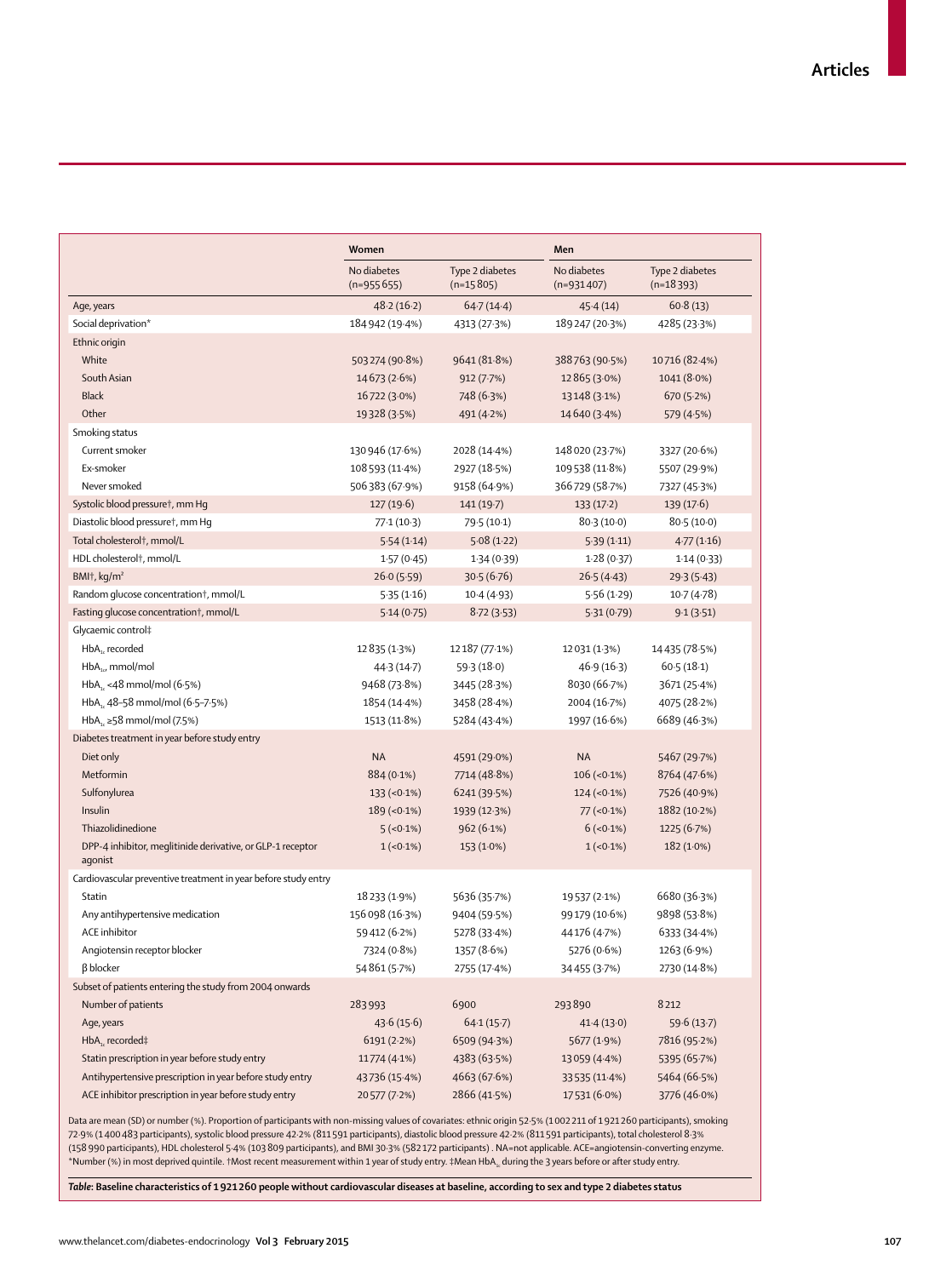| | Women | | Men | |
|---|---|---|---|---|
| | No diabetes (n=955 655) | Type 2 diabetes (n=15 805) | No diabetes (n=931 407) | Type 2 diabetes (n=18 393) |
| Age, years | 48·2 (16·2) | 64·7 (14·4) | 45·4 (14) | 60·8 (13) |
| Social deprivation* | 184 942 (19·4%) | 4313 (27·3%) | 189 247 (20·3%) | 4285 (23·3%) |
| Ethnic origin | | | | |
| White | 503 274 (90·8%) | 9641 (81·8%) | 388 763 (90·5%) | 10 716 (82·4%) |
| South Asian | 14 673 (2·6%) | 912 (7·7%) | 12 865 (3·0%) | 1041 (8·0%) |
| Black | 16 722 (3·0%) | 748 (6·3%) | 13 148 (3·1%) | 670 (5·2%) |
| Other | 19 328 (3·5%) | 491 (4·2%) | 14 640 (3·4%) | 579 (4·5%) |
| Smoking status | | | | |
| Current smoker | 130 946 (17·6%) | 2028 (14·4%) | 148 020 (23·7%) | 3327 (20·6%) |
| Ex-smoker | 108 593 (11·4%) | 2927 (18·5%) | 109 538 (11·8%) | 5507 (29·9%) |
| Never smoked | 506 383 (67·9%) | 9158 (64·9%) | 366 729 (58·7%) | 7327 (45·3%) |
| Systolic blood pressure†, mm Hg | 127 (19·6) | 141 (19·7) | 133 (17·2) | 139 (17·6) |
| Diastolic blood pressure†, mm Hg | 77·1 (10·3) | 79·5 (10·1) | 80·3 (10·0) | 80·5 (10·0) |
| Total cholesterol†, mmol/L | 5·54 (1·14) | 5·08 (1·22) | 5·39 (1·11) | 4·77 (1·16) |
| HDL cholesterol†, mmol/L | 1·57 (0·45) | 1·34 (0·39) | 1·28 (0·37) | 1·14 (0·33) |
| BMI†, kg/m² | 26·0 (5·59) | 30·5 (6·76) | 26·5 (4·43) | 29·3 (5·43) |
| Random glucose concentration†, mmol/L | 5·35 (1·16) | 10·4 (4·93) | 5·56 (1·29) | 10·7 (4·78) |
| Fasting glucose concentration†, mmol/L | 5·14 (0·75) | 8·72 (3·53) | 5·31 (0·79) | 9·1 (3·51) |
| Glycaemic control‡ | | | | |
| $HbA_{1c}$ recorded | 12 835 (1·3%) | 12 187 (77·1%) | 12 031 (1·3%) | 14 435 (78·5%) |
| $HbA_{1c}$, mmol/mol | 44·3 (14·7) | 59·3 (18·0) | 46·9 (16·3) | 60·5 (18·1) |
| $HbA_{1c}$ <48 mmol/mol (6·5%) | 9468 (73·8%) | 3445 (28·3%) | 8030 (66·7%) | 3671 (25·4%) |
| $HbA_{1c}$ 48–58 mmol/mol (6·5–7·5%) | 1854 (14·4%) | 3458 (28·4%) | 2004 (16·7%) | 4075 (28·2%) |
| $HbA_{1c}$ ≥58 mmol/mol (7·5%) | 1513 (11·8%) | 5284 (43·4%) | 1997 (16·6%) | 6689 (46·3%) |
| Diabetes treatment in year before study entry | | | | |
| Diet only | NA | 4591 (29·0%) | NA | 5467 (29·7%) |
| Metformin | 884 (0·1%) | 7714 (48·8%) | 106 (<0·1%) | 8764 (47·6%) |
| Sulfonylurea | 133 (<0·1%) | 6241 (39·5%) | 124 (<0·1%) | 7526 (40·9%) |
| Insulin | 189 (<0·1%) | 1939 (12·3%) | 77 (<0·1%) | 1882 (10·2%) |
| Thiazolidinedione | 5 (<0·1%) | 962 (6·1%) | 6 (<0·1%) | 1225 (6·7%) |
| DPP-4 inhibitor, meglitinide derivative, or GLP-1 receptor agonist | 1 (<0·1%) | 153 (1·0%) | 1 (<0·1%) | 182 (1·0%) |
| Cardiovascular preventive treatment in year before study entry | | | | |
| Statin | 18 233 (1·9%) | 5636 (35·7%) | 19 537 (2·1%) | 6680 (36·3%) |
| Any antihypertensive medication | 156 098 (16·3%) | 9404 (59·5%) | 99 179 (10·6%) | 9898 (53·8%) |
| ACE inhibitor | 59 412 (6·2%) | 5278 (33·4%) | 44 176 (4·7%) | 6333 (34·4%) |
| Angiotensin receptor blocker | 7324 (0·8%) | 1357 (8·6%) | 5276 (0·6%) | 1263 (6·9%) |
| β blocker | 54 861 (5·7%) | 2755 (17·4%) | 34 455 (3·7%) | 2730 (14·8%) |
| Subset of patients entering the study from 2004 onwards | | | | |
| Number of patients | 283 993 | 6900 | 293 890 | 8212 |
| Age, years | 43·6 (15·6) | 64·1 (15·7) | 41·4 (13·0) | 59·6 (13·7) |
| $HbA_{1c}$ recorded‡ | 6191 (2·2%) | 6509 (94·3%) | 5677 (1·9%) | 7816 (95·2%) |
| Statin prescription in year before study entry | 11 774 (4·1%) | 4383 (63·5%) | 13 059 (4·4%) | 5395 (65·7%) |
| Antihypertensive prescription in year before study entry | 43 736 (15·4%) | 4663 (67·6%) | 33 535 (11·4%) | 5464 (66·5%) |
| ACE inhibitor prescription in year before study entry | 20 577 (7·2%) | 2866 (41·5%) | 17 531 (6·0%) | 3776 (46·0%) |

Data are mean (SD) or number (%). Proportion of participants with non-missing values of covariates: ethnic origin 52·5% (1 002 211 of 1 921 260 participants), smoking 72·9% (1 400 483 participants), systolic blood pressure 42·2% (811 591 participants), diastolic blood pressure 42·2% (811 591 participants), total cholesterol 8·3% (158 990 participants), HDL cholesterol 5·4% (103 809 participants), and BMI 30·3% (582 172 participants) . NA=not applicable. ACE=angiotensin-converting enzyme. *Number (%) in most deprived quintile. †Most recent measurement within 1 year of study entry. ‡Mean $HbA_{1c}$ during the 3 years before or after study entry.

***Table*: Baseline characteristics of 1 921 260 people without cardiovascular diseases at baseline, according to sex and type 2 diabetes status**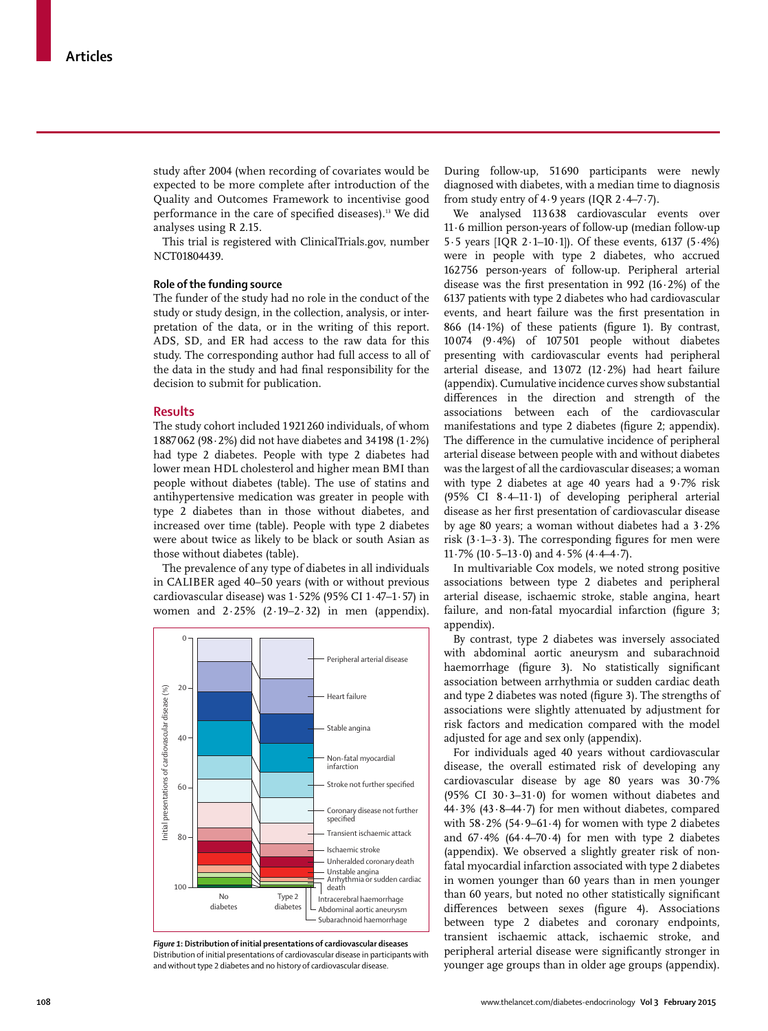study after 2004 (when recording of covariates would be expected to be more complete after introduction of the Quality and Outcomes Framework to incentivise good performance in the care of specified diseases).[13] We did analyses using R 2.15.

This trial is registered with ClinicalTrials.gov, number NCT01804439.

### Role of the funding source

The funder of the study had no role in the conduct of the study or study design, in the collection, analysis, or interpretation of the data, or in the writing of this report. ADS, SD, and ER had access to the raw data for this study. The corresponding author had full access to all of the data in the study and had final responsibility for the decision to submit for publication.

## Results

The study cohort included 1 921 260 individuals, of whom 1 887 062 (98·2%) did not have diabetes and 34 198 (1·2%) had type 2 diabetes. People with type 2 diabetes had lower mean HDL cholesterol and higher mean BMI than people without diabetes (table). The use of statins and antihypertensive medication was greater in people with type 2 diabetes than in those without diabetes, and increased over time (table). People with type 2 diabetes were about twice as likely to be black or south Asian as those without diabetes (table).

The prevalence of any type of diabetes in all individuals in CALIBER aged 40–50 years (with or without previous cardiovascular disease) was 1·52% (95% CI 1·47–1·57) in women and 2·25% (2·19–2·32) in men (appendix).

**Figure 1: Distribution of initial presentations of cardiovascular diseases**
Distribution of initial presentations of cardiovascular disease in participants with and without type 2 diabetes and no history of cardiovascular disease.

During follow-up, 51 690 participants were newly diagnosed with diabetes, with a median time to diagnosis from study entry of 4·9 years (IQR 2·4–7·7).

We analysed 113 638 cardiovascular events over 11·6 million person-years of follow-up (median follow-up 5·5 years [IQR 2·1–10·1]). Of these events, 6137 (5·4%) were in people with type 2 diabetes, who accrued 162 756 person-years of follow-up. Peripheral arterial disease was the first presentation in 992 (16·2%) of the 6137 patients with type 2 diabetes who had cardiovascular events, and heart failure was the first presentation in 866 (14·1%) of these patients (figure 1). By contrast, 10 074 (9·4%) of 107 501 people without diabetes presenting with cardiovascular events had peripheral arterial disease, and 13 072 (12·2%) had heart failure (appendix). Cumulative incidence curves show substantial differences in the direction and strength of the associations between each of the cardiovascular manifestations and type 2 diabetes (figure 2; appendix). The difference in the cumulative incidence of peripheral arterial disease between people with and without diabetes was the largest of all the cardiovascular diseases; a woman with type 2 diabetes at age 40 years had a 9·7% risk (95% CI 8·4–11·1) of developing peripheral arterial disease as her first presentation of cardiovascular disease by age 80 years; a woman without diabetes had a 3·2% risk (3·1–3·3). The corresponding figures for men were 11·7% (10·5–13·0) and 4·5% (4·4–4·7).

In multivariable Cox models, we noted strong positive associations between type 2 diabetes and peripheral arterial disease, ischaemic stroke, stable angina, heart failure, and non-fatal myocardial infarction (figure 3; appendix).

By contrast, type 2 diabetes was inversely associated with abdominal aortic aneurysm and subarachnoid haemorrhage (figure 3). No statistically significant association between arrhythmia or sudden cardiac death and type 2 diabetes was noted (figure 3). The strengths of associations were slightly attenuated by adjustment for risk factors and medication compared with the model adjusted for age and sex only (appendix).

For individuals aged 40 years without cardiovascular disease, the overall estimated risk of developing any cardiovascular disease by age 80 years was 30·7% (95% CI 30·3–31·0) for women without diabetes and 44·3% (43·8–44·7) for men without diabetes, compared with 58·2% (54·9–61·4) for women with type 2 diabetes and 67·4% (64·4–70·4) for men with type 2 diabetes (appendix). We observed a slightly greater risk of non-fatal myocardial infarction associated with type 2 diabetes in women younger than 60 years than in men younger than 60 years, but noted no other statistically significant differences between sexes (figure 4). Associations between type 2 diabetes and coronary endpoints, transient ischaemic attack, ischaemic stroke, and peripheral arterial disease were significantly stronger in younger age groups than in older age groups (appendix).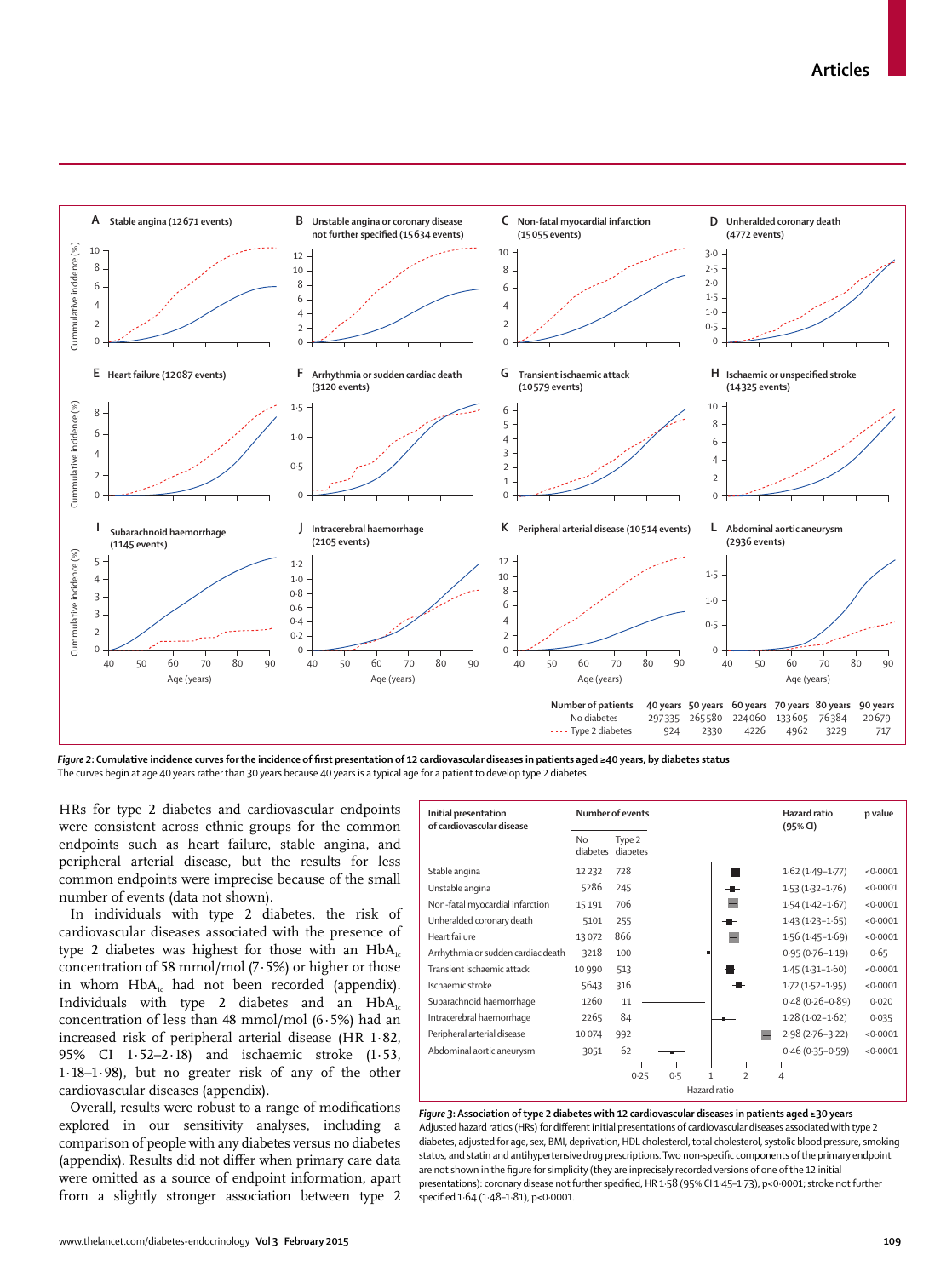**Figure 2: Cumulative incidence curves for the incidence of first presentation of 12 cardiovascular diseases in patients aged ≥40 years, by diabetes status**
The curves begin at age 40 years rather than 30 years because 40 years is a typical age for a patient to develop type 2 diabetes.

| Number of patients | 40 years | 50 years | 60 years | 70 years | 80 years | 90 years |
|---|---|---|---|---|---|---|
| No diabetes | 297335 | 265580 | 224060 | 133605 | 76384 | 20679 |
| Type 2 diabetes | 924 | 2330 | 4226 | 4962 | 3229 | 717 |

HRs for type 2 diabetes and cardiovascular endpoints were consistent across ethnic groups for the common endpoints such as heart failure, stable angina, and peripheral arterial disease, but the results for less common endpoints were imprecise because of the small number of events (data not shown).

In individuals with type 2 diabetes, the risk of cardiovascular diseases associated with the presence of type 2 diabetes was highest for those with an $HbA_{1c}$ concentration of 58 mmol/mol (7·5%) or higher or those in whom $HbA_{1c}$ had not been recorded (appendix). Individuals with type 2 diabetes and an $HbA_{1c}$ concentration of less than 48 mmol/mol (6·5%) had an increased risk of peripheral arterial disease (HR 1·82, 95% CI 1·52–2·18) and ischaemic stroke (1·53, 1·18–1·98), but no greater risk of any of the other cardiovascular diseases (appendix).

Overall, results were robust to a range of modifications explored in our sensitivity analyses, including a comparison of people with any diabetes versus no diabetes (appendix). Results did not differ when primary care data were omitted as a source of endpoint information, apart from a slightly stronger association between type 2

| Initial presentation of cardiovascular disease | Number of events: No diabetes | Number of events: Type 2 diabetes | Hazard ratio (95% CI) | p value |
|---|---|---|---|---|
| Stable angina | 12 232 | 728 | 1·62 (1·49–1·77) | <0·0001 |
| Unstable angina | 5286 | 245 | 1·53 (1·32–1·76) | <0·0001 |
| Non-fatal myocardial infarction | 15 191 | 706 | 1·54 (1·42–1·67) | <0·0001 |
| Unheralded coronary death | 5101 | 255 | 1·43 (1·23–1·65) | <0·0001 |
| Heart failure | 13 072 | 866 | 1·56 (1·45–1·69) | <0·0001 |
| Arrhythmia or sudden cardiac death | 3218 | 100 | 0·95 (0·76–1·19) | 0·65 |
| Transient ischaemic attack | 10 990 | 513 | 1·45 (1·31–1·60) | <0·0001 |
| Ischaemic stroke | 5643 | 316 | 1·72 (1·52–1·95) | <0·0001 |
| Subarachnoid haemorrhage | 1260 | 11 | 0·48 (0·26–0·89) | 0·020 |
| Intracerebral haemorrhage | 2265 | 84 | 1·28 (1·02–1·62) | 0·035 |
| Peripheral arterial disease | 10 074 | 992 | 2·98 (2·76–3·22) | <0·0001 |
| Abdominal aortic aneurysm | 3051 | 62 | 0·46 (0·35–0·59) | <0·0001 |

**Figure 3: Association of type 2 diabetes with 12 cardiovascular diseases in patients aged ≥30 years**
Adjusted hazard ratios (HRs) for different initial presentations of cardiovascular diseases associated with type 2 diabetes, adjusted for age, sex, BMI, deprivation, HDL cholesterol, total cholesterol, systolic blood pressure, smoking status, and statin and antihypertensive drug prescriptions. Two non-specific components of the primary endpoint are not shown in the figure for simplicity (they are imprecisely recorded versions of one of the 12 initial presentations): coronary disease not further specified, HR 1·58 (95% CI 1·45–1·73), p<0·0001; stroke not further specified 1·64 (1·48–1·81), p<0·0001.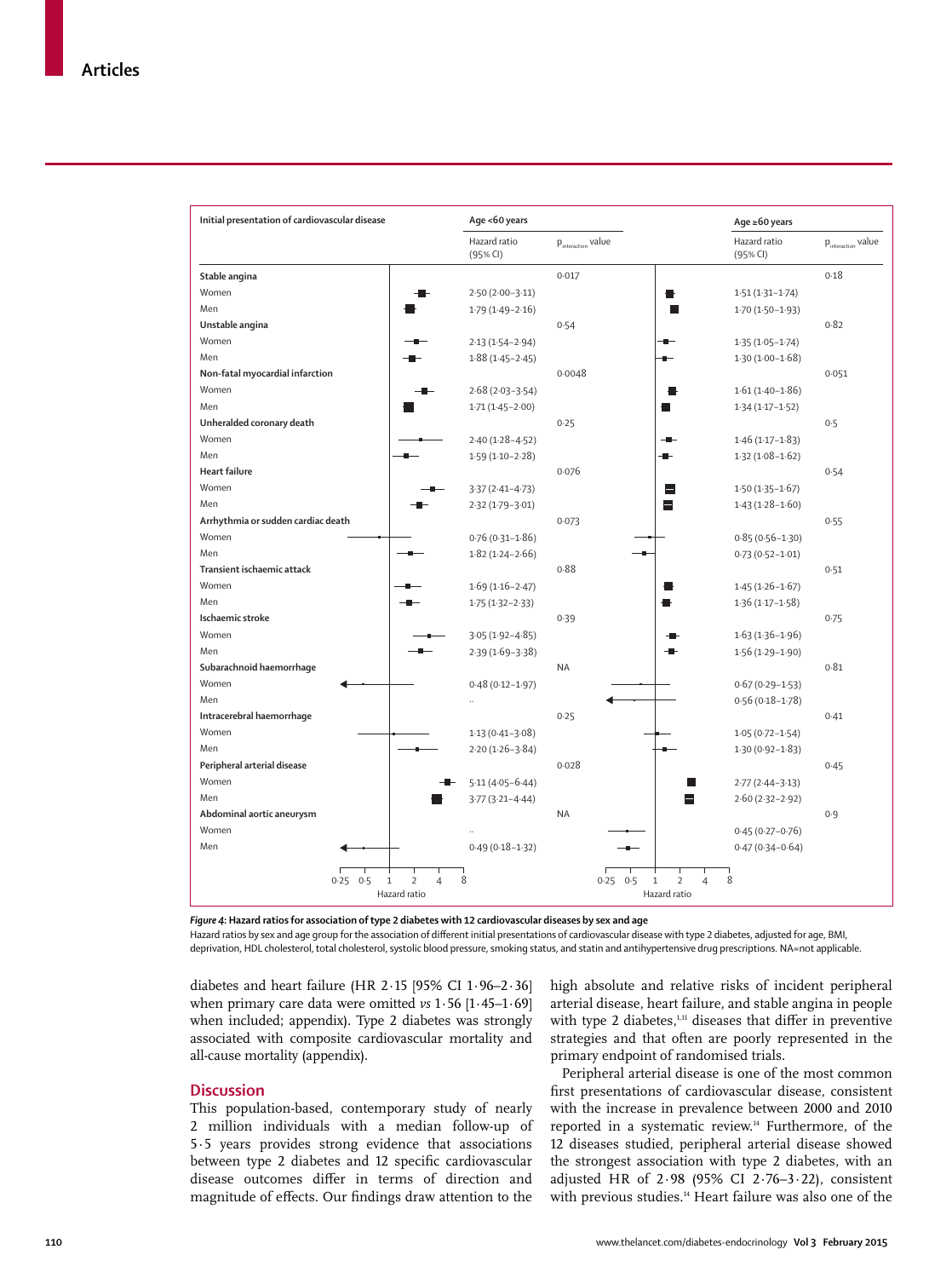| Initial presentation of cardiovascular disease | Age <60 years: Hazard ratio (95% CI) | Age <60 years: $p_{interaction}$ value | Age ≥60 years: Hazard ratio (95% CI) | Age ≥60 years: $p_{interaction}$ value |
|---|---|---|---|---|
| **Stable angina** | | 0·017 | | 0·18 |
| Women | 2·50 (2·00–3·11) | | 1·51 (1·31–1·74) | |
| Men | 1·79 (1·49–2·16) | | 1·70 (1·50–1·93) | |
| **Unstable angina** | | 0·54 | | 0·82 |
| Women | 2·13 (1·54–2·94) | | 1·35 (1·05–1·74) | |
| Men | 1·88 (1·45–2·45) | | 1·30 (1·00–1·68) | |
| **Non-fatal myocardial infarction** | | 0·0048 | | 0·051 |
| Women | 2·68 (2·03–3·54) | | 1·61 (1·40–1·86) | |
| Men | 1·71 (1·45–2·00) | | 1·34 (1·17–1·52) | |
| **Unheralded coronary death** | | 0·25 | | 0·5 |
| Women | 2·40 (1·28–4·52) | | 1·46 (1·17–1·83) | |
| Men | 1·59 (1·10–2·28) | | 1·32 (1·08–1·62) | |
| **Heart failure** | | 0·076 | | 0·54 |
| Women | 3·37 (2·41–4·73) | | 1·50 (1·35–1·67) | |
| Men | 2·32 (1·79–3·01) | | 1·43 (1·28–1·60) | |
| **Arrhythmia or sudden cardiac death** | | 0·073 | | 0·55 |
| Women | 0·76 (0·31–1·86) | | 0·85 (0·56–1·30) | |
| Men | 1·82 (1·24–2·66) | | 0·73 (0·52–1·01) | |
| **Transient ischaemic attack** | | 0·88 | | 0·51 |
| Women | 1·69 (1·16–2·47) | | 1·45 (1·26–1·67) | |
| Men | 1·75 (1·32–2·33) | | 1·36 (1·17–1·58) | |
| **Ischaemic stroke** | | 0·39 | | 0·75 |
| Women | 3·05 (1·92–4·85) | | 1·63 (1·36–1·96) | |
| Men | 2·39 (1·69–3·38) | | 1·56 (1·29–1·90) | |
| **Subarachnoid haemorrhage** | | NA | | 0·81 |
| Women | 0·48 (0·12–1·97) | | 0·67 (0·29–1·53) | |
| Men | .. | | 0·56 (0·18–1·78) | |
| **Intracerebral haemorrhage** | | 0·25 | | 0·41 |
| Women | 1·13 (0·41–3·08) | | 1·05 (0·72–1·54) | |
| Men | 2·20 (1·26–3·84) | | 1·30 (0·92–1·83) | |
| **Peripheral arterial disease** | | 0·028 | | 0·45 |
| Women | 5·11 (4·05–6·44) | | 2·77 (2·44–3·13) | |
| Men | 3·77 (3·21–4·44) | | 2·60 (2·32–2·92) | |
| **Abdominal aortic aneurysm** | | NA | | 0·9 |
| Women | .. | | 0·45 (0·27–0·76) | |
| Men | 0·49 (0·18–1·32) | | 0·47 (0·34–0·64) | |

***Figure 4*: Hazard ratios for association of type 2 diabetes with 12 cardiovascular diseases by sex and age**

Hazard ratios by sex and age group for the association of different initial presentations of cardiovascular disease with type 2 diabetes, adjusted for age, BMI, deprivation, HDL cholesterol, total cholesterol, systolic blood pressure, smoking status, and statin and antihypertensive drug prescriptions. NA=not applicable.

diabetes and heart failure (HR 2·15 [95% CI 1·96–2·36] when primary care data were omitted *vs* 1·56 [1·45–1·69] when included; appendix). Type 2 diabetes was strongly associated with composite cardiovascular mortality and all-cause mortality (appendix).

## Discussion

This population-based, contemporary study of nearly 2 million individuals with a median follow-up of 5·5 years provides strong evidence that associations between type 2 diabetes and 12 specific cardiovascular disease outcomes differ in terms of direction and magnitude of effects. Our findings draw attention to the high absolute and relative risks of incident peripheral arterial disease, heart failure, and stable angina in people with type 2 diabetes,[1,11] diseases that differ in preventive strategies and that often are poorly represented in the primary endpoint of randomised trials.

Peripheral arterial disease is one of the most common first presentations of cardiovascular disease, consistent with the increase in prevalence between 2000 and 2010 reported in a systematic review.[14] Furthermore, of the 12 diseases studied, peripheral arterial disease showed the strongest association with type 2 diabetes, with an adjusted HR of 2·98 (95% CI 2·76–3·22), consistent with previous studies.[14] Heart failure was also one of the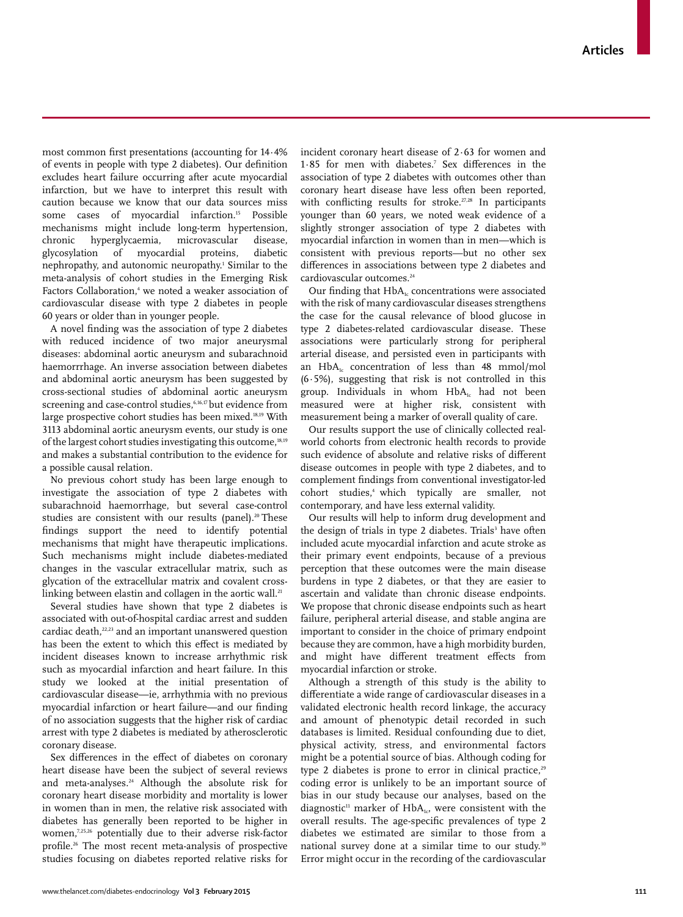most common first presentations (accounting for 14·4% of events in people with type 2 diabetes). Our definition excludes heart failure occurring after acute myocardial infarction, but we have to interpret this result with caution because we know that our data sources miss some cases of myocardial infarction.[15] Possible mechanisms might include long-term hypertension, chronic hyperglycaemia, microvascular disease, glycosylation of myocardial proteins, diabetic nephropathy, and autonomic neuropathy.[1] Similar to the meta-analysis of cohort studies in the Emerging Risk Factors Collaboration,[4] we noted a weaker association of cardiovascular disease with type 2 diabetes in people 60 years or older than in younger people.

A novel finding was the association of type 2 diabetes with reduced incidence of two major aneurysmal diseases: abdominal aortic aneurysm and subarachnoid haemorrrhage. An inverse association between diabetes and abdominal aortic aneurysm has been suggested by cross-sectional studies of abdominal aortic aneurysm screening and case-control studies,[6,16,17] but evidence from large prospective cohort studies has been mixed.[18,19] With 3113 abdominal aortic aneurysm events, our study is one of the largest cohort studies investigating this outcome,[18,19] and makes a substantial contribution to the evidence for a possible causal relation.

No previous cohort study has been large enough to investigate the association of type 2 diabetes with subarachnoid haemorrhage, but several case-control studies are consistent with our results (panel).[20] These findings support the need to identify potential mechanisms that might have therapeutic implications. Such mechanisms might include diabetes-mediated changes in the vascular extracellular matrix, such as glycation of the extracellular matrix and covalent cross-linking between elastin and collagen in the aortic wall.[21]

Several studies have shown that type 2 diabetes is associated with out-of-hospital cardiac arrest and sudden cardiac death,[22,23] and an important unanswered question has been the extent to which this effect is mediated by incident diseases known to increase arrhythmic risk such as myocardial infarction and heart failure. In this study we looked at the initial presentation of cardiovascular disease—ie, arrhythmia with no previous myocardial infarction or heart failure—and our finding of no association suggests that the higher risk of cardiac arrest with type 2 diabetes is mediated by atherosclerotic coronary disease.

Sex differences in the effect of diabetes on coronary heart disease have been the subject of several reviews and meta-analyses.[24] Although the absolute risk for coronary heart disease morbidity and mortality is lower in women than in men, the relative risk associated with diabetes has generally been reported to be higher in women,[7,25,26] potentially due to their adverse risk-factor profile.[26] The most recent meta-analysis of prospective studies focusing on diabetes reported relative risks for incident coronary heart disease of 2·63 for women and 1·85 for men with diabetes.[7] Sex differences in the association of type 2 diabetes with outcomes other than coronary heart disease have less often been reported, with conflicting results for stroke.[27,28] In participants younger than 60 years, we noted weak evidence of a slightly stronger association of type 2 diabetes with myocardial infarction in women than in men—which is consistent with previous reports—but no other sex differences in associations between type 2 diabetes and cardiovascular outcomes.[24]

Our finding that $HbA_{1c}$ concentrations were associated with the risk of many cardiovascular diseases strengthens the case for the causal relevance of blood glucose in type 2 diabetes-related cardiovascular disease. These associations were particularly strong for peripheral arterial disease, and persisted even in participants with an $HbA_{1c}$ concentration of less than 48 mmol/mol (6·5%), suggesting that risk is not controlled in this group. Individuals in whom $HbA_{1c}$ had not been measured were at higher risk, consistent with measurement being a marker of overall quality of care.

Our results support the use of clinically collected real-world cohorts from electronic health records to provide such evidence of absolute and relative risks of different disease outcomes in people with type 2 diabetes, and to complement findings from conventional investigator-led cohort studies,[4] which typically are smaller, not contemporary, and have less external validity.

Our results will help to inform drug development and the design of trials in type 2 diabetes. Trials[3] have often included acute myocardial infarction and acute stroke as their primary event endpoints, because of a previous perception that these outcomes were the main disease burdens in type 2 diabetes, or that they are easier to ascertain and validate than chronic disease endpoints. We propose that chronic disease endpoints such as heart failure, peripheral arterial disease, and stable angina are important to consider in the choice of primary endpoint because they are common, have a high morbidity burden, and might have different treatment effects from myocardial infarction or stroke.

Although a strength of this study is the ability to differentiate a wide range of cardiovascular diseases in a validated electronic health record linkage, the accuracy and amount of phenotypic detail recorded in such databases is limited. Residual confounding due to diet, physical activity, stress, and environmental factors might be a potential source of bias. Although coding for type 2 diabetes is prone to error in clinical practice,[29] coding error is unlikely to be an important source of bias in our study because our analyses, based on the diagnostic[11] marker of $HbA_{1c}$, were consistent with the overall results. The age-specific prevalences of type 2 diabetes we estimated are similar to those from a national survey done at a similar time to our study.[30] Error might occur in the recording of the cardiovascular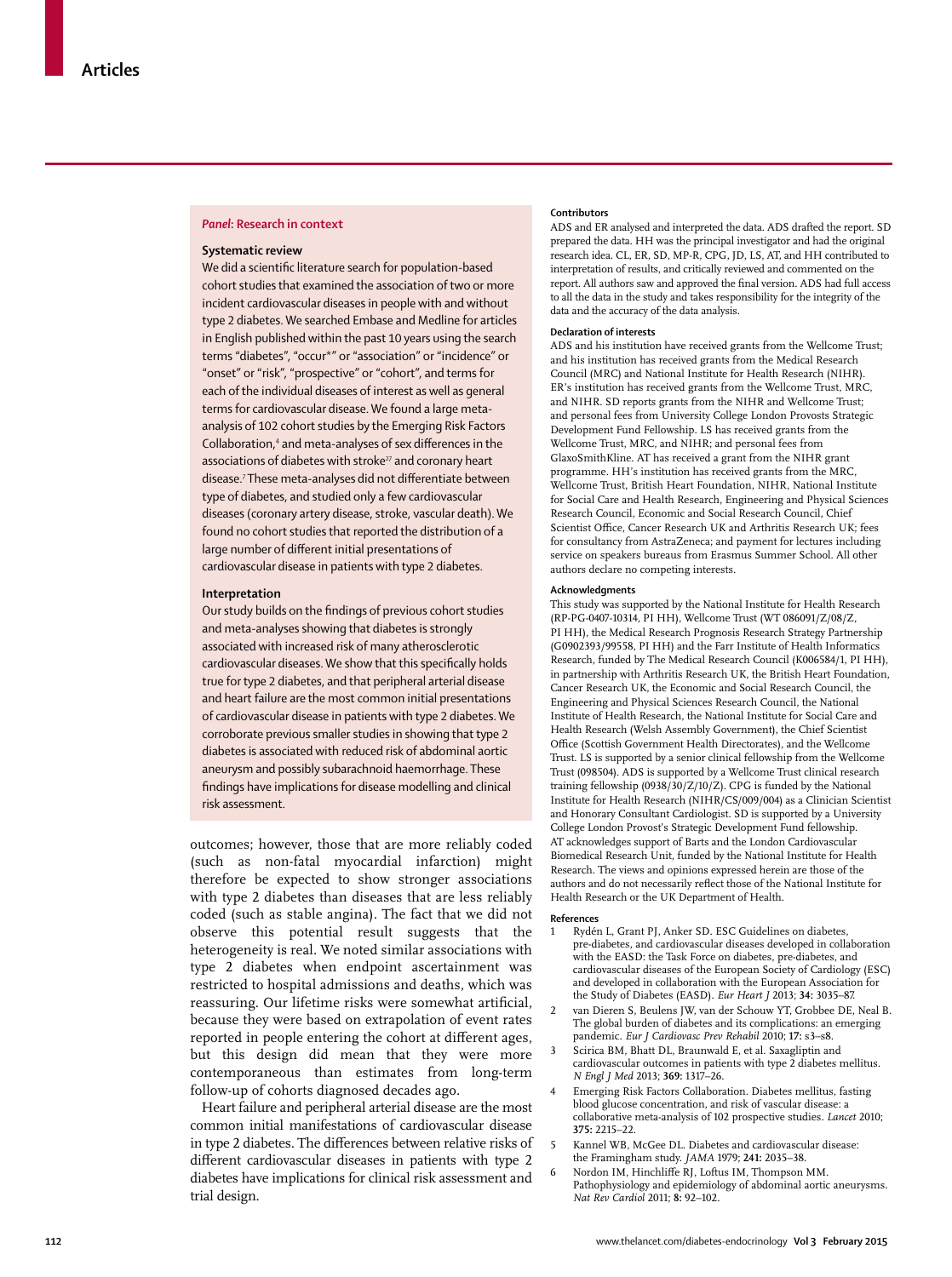## Panel: Research in context

### Systematic review

We did a scientific literature search for population-based cohort studies that examined the association of two or more incident cardiovascular diseases in people with and without type 2 diabetes. We searched Embase and Medline for articles in English published within the past 10 years using the search terms "diabetes", "occur*" or "association" or "incidence" or "onset" or "risk", "prospective" or "cohort", and terms for each of the individual diseases of interest as well as general terms for cardiovascular disease. We found a large meta-analysis of 102 cohort studies by the Emerging Risk Factors Collaboration,[4] and meta-analyses of sex differences in the associations of diabetes with stroke[27] and coronary heart disease.[7] These meta-analyses did not differentiate between type of diabetes, and studied only a few cardiovascular diseases (coronary artery disease, stroke, vascular death). We found no cohort studies that reported the distribution of a large number of different initial presentations of cardiovascular disease in patients with type 2 diabetes.

### Interpretation

Our study builds on the findings of previous cohort studies and meta-analyses showing that diabetes is strongly associated with increased risk of many atherosclerotic cardiovascular diseases. We show that this specifically holds true for type 2 diabetes, and that peripheral arterial disease and heart failure are the most common initial presentations of cardiovascular disease in patients with type 2 diabetes. We corroborate previous smaller studies in showing that type 2 diabetes is associated with reduced risk of abdominal aortic aneurysm and possibly subarachnoid haemorrhage. These findings have implications for disease modelling and clinical risk assessment.

outcomes; however, those that are more reliably coded (such as non-fatal myocardial infarction) might therefore be expected to show stronger associations with type 2 diabetes than diseases that are less reliably coded (such as stable angina). The fact that we did not observe this potential result suggests that the heterogeneity is real. We noted similar associations with type 2 diabetes when endpoint ascertainment was restricted to hospital admissions and deaths, which was reassuring. Our lifetime risks were somewhat artificial, because they were based on extrapolation of event rates reported in people entering the cohort at different ages, but this design did mean that they were more contemporaneous than estimates from long-term follow-up of cohorts diagnosed decades ago.

Heart failure and peripheral arterial disease are the most common initial manifestations of cardiovascular disease in type 2 diabetes. The differences between relative risks of different cardiovascular diseases in patients with type 2 diabetes have implications for clinical risk assessment and trial design.

#### Contributors

ADS and ER analysed and interpreted the data. ADS drafted the report. SD prepared the data. HH was the principal investigator and had the original research idea. CL, ER, SD, MP-R, CPG, JD, LS, AT, and HH contributed to interpretation of results, and critically reviewed and commented on the report. All authors saw and approved the final version. ADS had full access to all the data in the study and takes responsibility for the integrity of the data and the accuracy of the data analysis.

#### Declaration of interests

ADS and his institution have received grants from the Wellcome Trust; and his institution has received grants from the Medical Research Council (MRC) and National Institute for Health Research (NIHR). ER's institution has received grants from the Wellcome Trust, MRC, and NIHR. SD reports grants from the NIHR and Wellcome Trust; and personal fees from University College London Provosts Strategic Development Fund Fellowship. LS has received grants from the Wellcome Trust, MRC, and NIHR; and personal fees from GlaxoSmithKline. AT has received a grant from the NIHR grant programme. HH's institution has received grants from the MRC, Wellcome Trust, British Heart Foundation, NIHR, National Institute for Social Care and Health Research, Engineering and Physical Sciences Research Council, Economic and Social Research Council, Chief Scientist Office, Cancer Research UK and Arthritis Research UK; fees for consultancy from AstraZeneca; and payment for lectures including service on speakers bureaus from Erasmus Summer School. All other authors declare no competing interests.

#### Acknowledgments

This study was supported by the National Institute for Health Research (RP-PG-0407-10314, PI HH), Wellcome Trust (WT 086091/Z/08/Z, PI HH), the Medical Research Prognosis Research Strategy Partnership (G0902393/99558, PI HH) and the Farr Institute of Health Informatics Research, funded by The Medical Research Council (K006584/1, PI HH), in partnership with Arthritis Research UK, the British Heart Foundation, Cancer Research UK, the Economic and Social Research Council, the Engineering and Physical Sciences Research Council, the National Institute of Health Research, the National Institute for Social Care and Health Research (Welsh Assembly Government), the Chief Scientist Office (Scottish Government Health Directorates), and the Wellcome Trust. LS is supported by a senior clinical fellowship from the Wellcome Trust (098504). ADS is supported by a Wellcome Trust clinical research training fellowship (0938/30/Z/10/Z). CPG is funded by the National Institute for Health Research (NIHR/CS/009/004) as a Clinician Scientist and Honorary Consultant Cardiologist. SD is supported by a University College London Provost's Strategic Development Fund fellowship. AT acknowledges support of Barts and the London Cardiovascular Biomedical Research Unit, funded by the National Institute for Health Research. The views and opinions expressed herein are those of the authors and do not necessarily reflect those of the National Institute for Health Research or the UK Department of Health.

#### References

1. Rydén L, Grant PJ, Anker SD. ESC Guidelines on diabetes, pre-diabetes, and cardiovascular diseases developed in collaboration with the EASD: the Task Force on diabetes, pre-diabetes, and cardiovascular diseases of the European Society of Cardiology (ESC) and developed in collaboration with the European Association for the Study of Diabetes (EASD). *Eur Heart J* 2013; **34:** 3035–87.
2. van Dieren S, Beulens JW, van der Schouw YT, Grobbee DE, Neal B. The global burden of diabetes and its complications: an emerging pandemic. *Eur J Cardiovasc Prev Rehabil* 2010; **17:** s3–s8.
3. Scirica BM, Bhatt DL, Braunwald E, et al. Saxagliptin and cardiovascular outcomes in patients with type 2 diabetes mellitus. *N Engl J Med* 2013; **369:** 1317–26.
4. Emerging Risk Factors Collaboration. Diabetes mellitus, fasting blood glucose concentration, and risk of vascular disease: a collaborative meta-analysis of 102 prospective studies. *Lancet* 2010; **375:** 2215–22.
5. Kannel WB, McGee DL. Diabetes and cardiovascular disease: the Framingham study. *JAMA* 1979; **241:** 2035–38.
6. Nordon IM, Hinchliffe RJ, Loftus IM, Thompson MM. Pathophysiology and epidemiology of abdominal aortic aneurysms. *Nat Rev Cardiol* 2011; **8:** 92–102.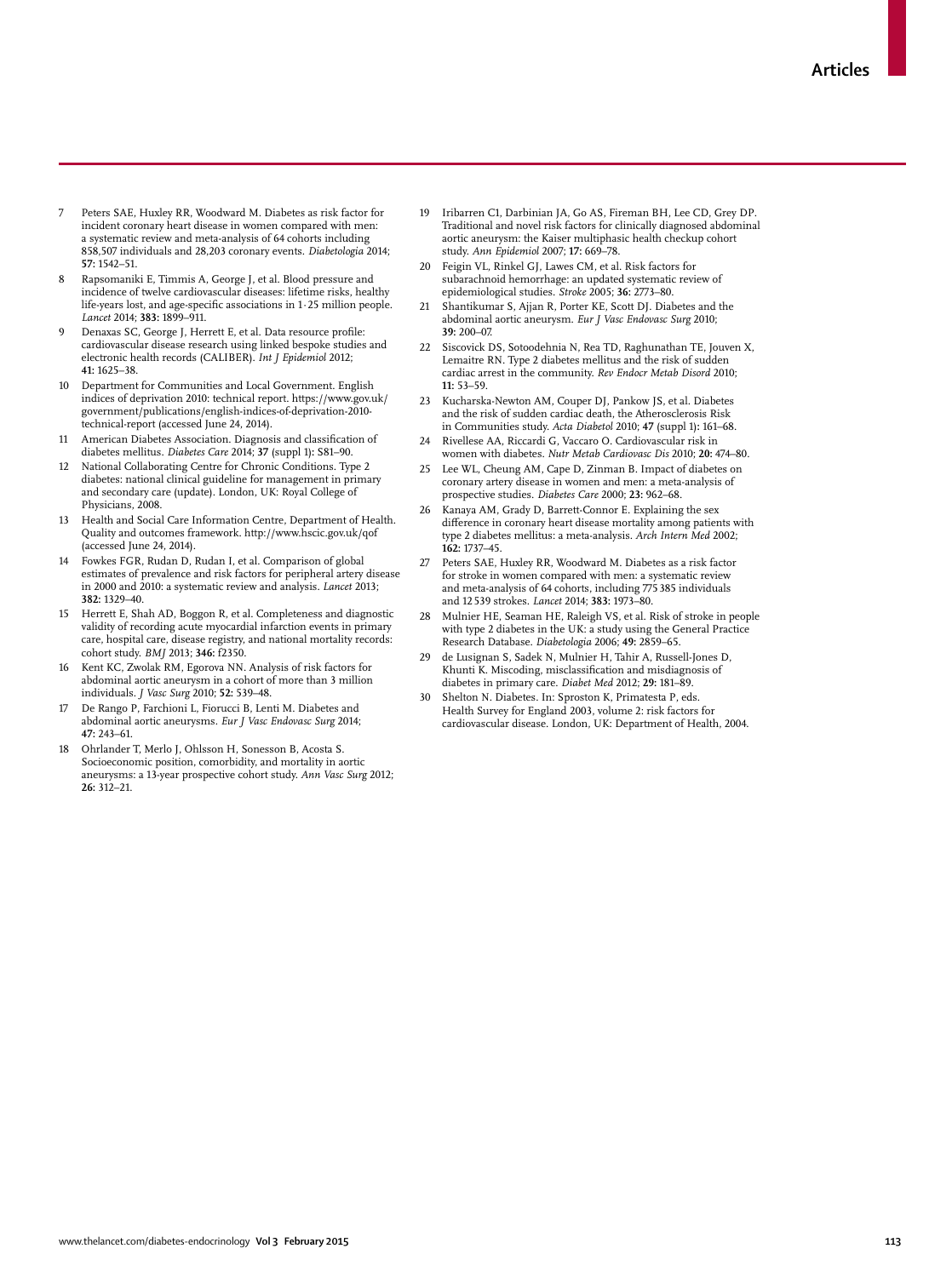7 Peters SAE, Huxley RR, Woodward M. Diabetes as risk factor for incident coronary heart disease in women compared with men: a systematic review and meta-analysis of 64 cohorts including 858,507 individuals and 28,203 coronary events. *Diabetologia* 2014; **57:** 1542–51.

8 Rapsomaniki E, Timmis A, George J, et al. Blood pressure and incidence of twelve cardiovascular diseases: lifetime risks, healthy life-years lost, and age-specific associations in 1·25 million people. *Lancet* 2014; **383:** 1899–911.

9 Denaxas SC, George J, Herrett E, et al. Data resource profile: cardiovascular disease research using linked bespoke studies and electronic health records (CALIBER). *Int J Epidemiol* 2012; **41:** 1625–38.

10 Department for Communities and Local Government. English indices of deprivation 2010: technical report. https://www.gov.uk/government/publications/english-indices-of-deprivation-2010-technical-report (accessed June 24, 2014).

11 American Diabetes Association. Diagnosis and classification of diabetes mellitus. *Diabetes Care* 2014; **37** (suppl 1)**:** S81–90.

12 National Collaborating Centre for Chronic Conditions. Type 2 diabetes: national clinical guideline for management in primary and secondary care (update). London, UK: Royal College of Physicians, 2008.

13 Health and Social Care Information Centre, Department of Health. Quality and outcomes framework. http://www.hscic.gov.uk/qof (accessed June 24, 2014).

14 Fowkes FGR, Rudan D, Rudan I, et al. Comparison of global estimates of prevalence and risk factors for peripheral artery disease in 2000 and 2010: a systematic review and analysis. *Lancet* 2013; **382:** 1329–40.

15 Herrett E, Shah AD, Boggon R, et al. Completeness and diagnostic validity of recording acute myocardial infarction events in primary care, hospital care, disease registry, and national mortality records: cohort study. *BMJ* 2013; **346:** f2350.

16 Kent KC, Zwolak RM, Egorova NN. Analysis of risk factors for abdominal aortic aneurysm in a cohort of more than 3 million individuals. *J Vasc Surg* 2010; **52:** 539–48.

17 De Rango P, Farchioni L, Fiorucci B, Lenti M. Diabetes and abdominal aortic aneurysms. *Eur J Vasc Endovasc Surg* 2014; **47:** 243–61.

18 Ohrlander T, Merlo J, Ohlsson H, Sonesson B, Acosta S. Socioeconomic position, comorbidity, and mortality in aortic aneurysms: a 13-year prospective cohort study. *Ann Vasc Surg* 2012; **26:** 312–21.

19 Iribarren C1, Darbinian JA, Go AS, Fireman BH, Lee CD, Grey DP. Traditional and novel risk factors for clinically diagnosed abdominal aortic aneurysm: the Kaiser multiphasic health checkup cohort study. *Ann Epidemiol* 2007; **17:** 669–78.

20 Feigin VL, Rinkel GJ, Lawes CM, et al. Risk factors for subarachnoid hemorrhage: an updated systematic review of epidemiological studies. *Stroke* 2005; **36:** 2773–80.

21 Shantikumar S, Ajjan R, Porter KE, Scott DJ. Diabetes and the abdominal aortic aneurysm. *Eur J Vasc Endovasc Surg* 2010; **39:** 200–07.

22 Siscovick DS, Sotoodehnia N, Rea TD, Raghunathan TE, Jouven X, Lemaitre RN. Type 2 diabetes mellitus and the risk of sudden cardiac arrest in the community. *Rev Endocr Metab Disord* 2010; **11:** 53–59.

23 Kucharska-Newton AM, Couper DJ, Pankow JS, et al. Diabetes and the risk of sudden cardiac death, the Atherosclerosis Risk in Communities study. *Acta Diabetol* 2010; **47** (suppl 1)**:** 161–68.

24 Rivellese AA, Riccardi G, Vaccaro O. Cardiovascular risk in women with diabetes. *Nutr Metab Cardiovasc Dis* 2010; **20:** 474–80.

25 Lee WL, Cheung AM, Cape D, Zinman B. Impact of diabetes on coronary artery disease in women and men: a meta-analysis of prospective studies. *Diabetes Care* 2000; **23:** 962–68.

26 Kanaya AM, Grady D, Barrett-Connor E. Explaining the sex difference in coronary heart disease mortality among patients with type 2 diabetes mellitus: a meta-analysis. *Arch Intern Med* 2002; **162:** 1737–45.

27 Peters SAE, Huxley RR, Woodward M. Diabetes as a risk factor for stroke in women compared with men: a systematic review and meta-analysis of 64 cohorts, including 775 385 individuals and 12 539 strokes. *Lancet* 2014; **383:** 1973–80.

28 Mulnier HE, Seaman HE, Raleigh VS, et al. Risk of stroke in people with type 2 diabetes in the UK: a study using the General Practice Research Database. *Diabetologia* 2006; **49:** 2859–65.

29 de Lusignan S, Sadek N, Mulnier H, Tahir A, Russell-Jones D, Khunti K. Miscoding, misclassification and misdiagnosis of diabetes in primary care. *Diabet Med* 2012; **29:** 181–89.

30 Shelton N. Diabetes. In: Sproston K, Primatesta P, eds. Health Survey for England 2003, volume 2: risk factors for cardiovascular disease. London, UK: Department of Health, 2004.